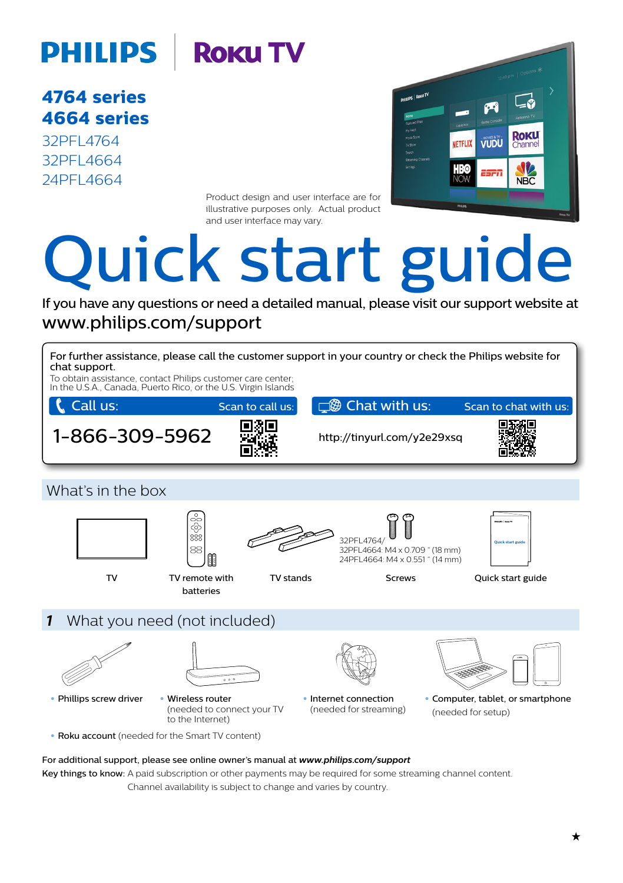PHILIPS | Roku TV

## 4764 series
## 4664 series

32PFL4764
32PFL4664
24PFL4664

Product design and user interface are for illustrative purposes only. Actual product and user interface may vary.

# Quick start guide

If you have any questions or need a detailed manual, please visit our support website at
www.philips.com/support

For further assistance, please call the customer support in your country or check the Philips website for chat support.
To obtain assistance, contact Philips customer care center;
In the U.S.A., Canada, Puerto Rico, or the U.S. Virgin Islands

| Call us: | Scan to call us: | Chat with us: | Scan to chat with us: |
|---|---|---|---|
| 1-866-309-5962 | | http://tinyurl.com/y2e29xsq | |

## What's in the box

- TV
- TV remote with batteries
- TV stands
- Screws
  32PFL4764/
  32PFL4664: M4 x 0.709 " (18 mm)
  24PFL4664: M4 x 0.551 " (14 mm)
- Quick start guide

## 1 What you need (not included)

- Phillips screw driver
- Wireless router (needed to connect your TV to the Internet)
- Internet connection (needed for streaming)
- Computer, tablet, or smartphone (needed for setup)
- Roku account (needed for the Smart TV content)

For additional support, please see online owner's manual at ***www.philips.com/support***

**Key things to know:** A paid subscription or other payments may be required for some streaming channel content. Channel availability is subject to change and varies by country.

★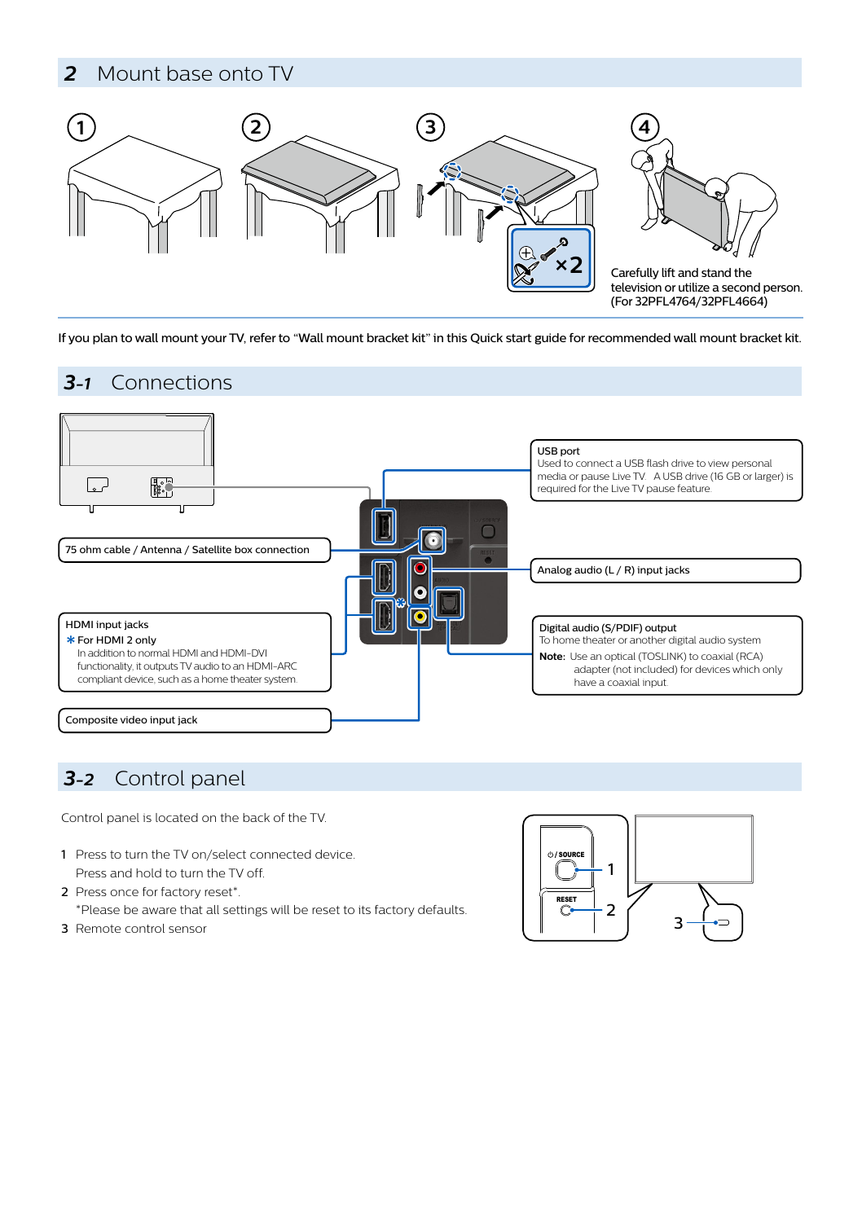## 2 Mount base onto TV

①

②

③

×2

④

Carefully lift and stand the television or utilize a second person. (For 32PFL4764/32PFL4664)

If you plan to wall mount your TV, refer to "Wall mount bracket kit" in this Quick start guide for recommended wall mount bracket kit.

## 3-1 Connections

**USB port**
Used to connect a USB flash drive to view personal media or pause Live TV. A USB drive (16 GB or larger) is required for the Live TV pause feature.

**75 ohm cable / Antenna / Satellite box connection**

**Analog audio (L / R) input jacks**

**HDMI input jacks**
✱ For HDMI 2 only
In addition to normal HDMI and HDMI-DVI functionality, it outputs TV audio to an HDMI-ARC compliant device, such as a home theater system.

**Digital audio (S/PDIF) output**
To home theater or another digital audio system
**Note:** Use an optical (TOSLINK) to coaxial (RCA) adapter (not included) for devices which only have a coaxial input.

**Composite video input jack**

## 3-2 Control panel

Control panel is located on the back of the TV.

1 Press to turn the TV on/select connected device.
   Press and hold to turn the TV off.
2 Press once for factory reset*.
   *Please be aware that all settings will be reset to its factory defaults.
3 Remote control sensor

⏻ / SOURCE 1

RESET 2

3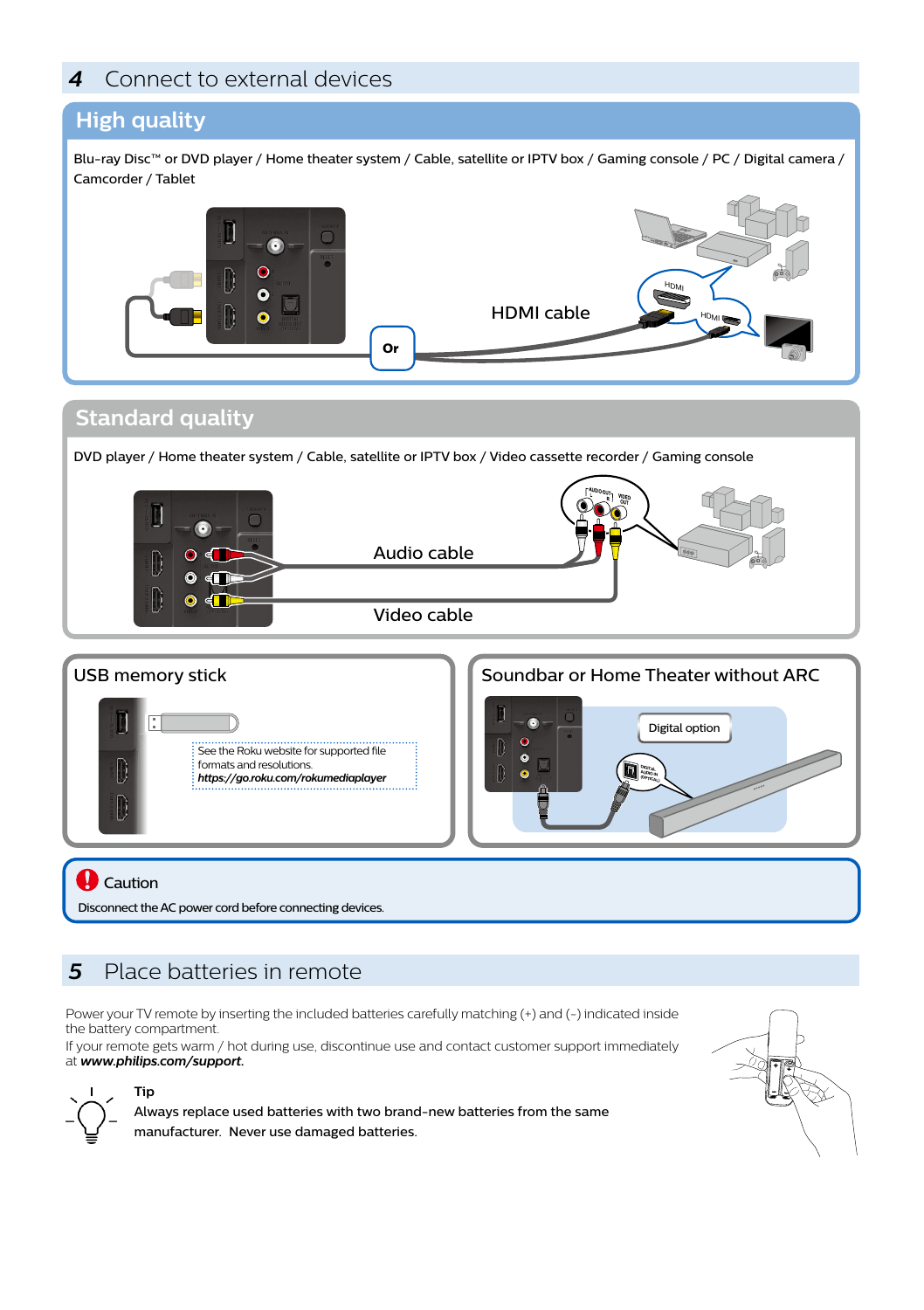## 4 Connect to external devices

### High quality

Blu-ray Disc™ or DVD player / Home theater system / Cable, satellite or IPTV box / Gaming console / PC / Digital camera / Camcorder / Tablet

HDMI cable

Or

### Standard quality

DVD player / Home theater system / Cable, satellite or IPTV box / Video cassette recorder / Gaming console

Audio cable

Video cable

### USB memory stick

See the Roku website for supported file formats and resolutions.
***https://go.roku.com/rokumediaplayer***

### Soundbar or Home Theater without ARC

Digital option

**Caution**

Disconnect the AC power cord before connecting devices.

## 5 Place batteries in remote

Power your TV remote by inserting the included batteries carefully matching (+) and (-) indicated inside the battery compartment.
If your remote gets warm / hot during use, discontinue use and contact customer support immediately at ***www.philips.com/support***.

**Tip**

Always replace used batteries with two brand-new batteries from the same manufacturer. Never use damaged batteries.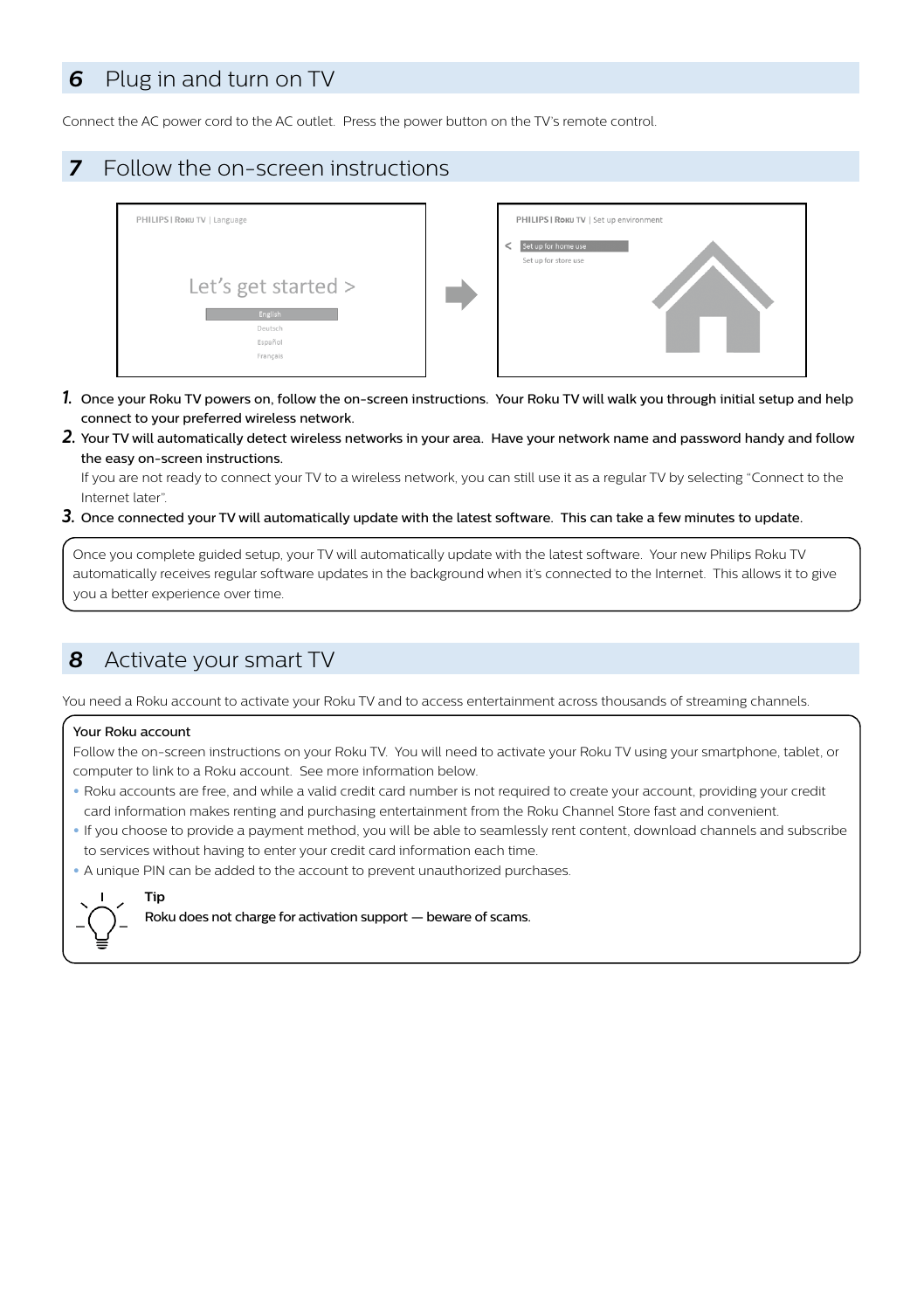## 6 Plug in and turn on TV

Connect the AC power cord to the AC outlet. Press the power button on the TV's remote control.

## 7 Follow the on-screen instructions

1. **Once your Roku TV powers on, follow the on-screen instructions. Your Roku TV will walk you through initial setup and help connect to your preferred wireless network.**
2. **Your TV will automatically detect wireless networks in your area. Have your network name and password handy and follow the easy on-screen instructions.**
   If you are not ready to connect your TV to a wireless network, you can still use it as a regular TV by selecting "Connect to the Internet later".
3. **Once connected your TV will automatically update with the latest software. This can take a few minutes to update.**

Once you complete guided setup, your TV will automatically update with the latest software. Your new Philips Roku TV automatically receives regular software updates in the background when it's connected to the Internet. This allows it to give you a better experience over time.

## 8 Activate your smart TV

You need a Roku account to activate your Roku TV and to access entertainment across thousands of streaming channels.

**Your Roku account**

Follow the on-screen instructions on your Roku TV. You will need to activate your Roku TV using your smartphone, tablet, or computer to link to a Roku account. See more information below.

- Roku accounts are free, and while a valid credit card number is not required to create your account, providing your credit card information makes renting and purchasing entertainment from the Roku Channel Store fast and convenient.
- If you choose to provide a payment method, you will be able to seamlessly rent content, download channels and subscribe to services without having to enter your credit card information each time.
- A unique PIN can be added to the account to prevent unauthorized purchases.

**Tip**

**Roku does not charge for activation support — beware of scams.**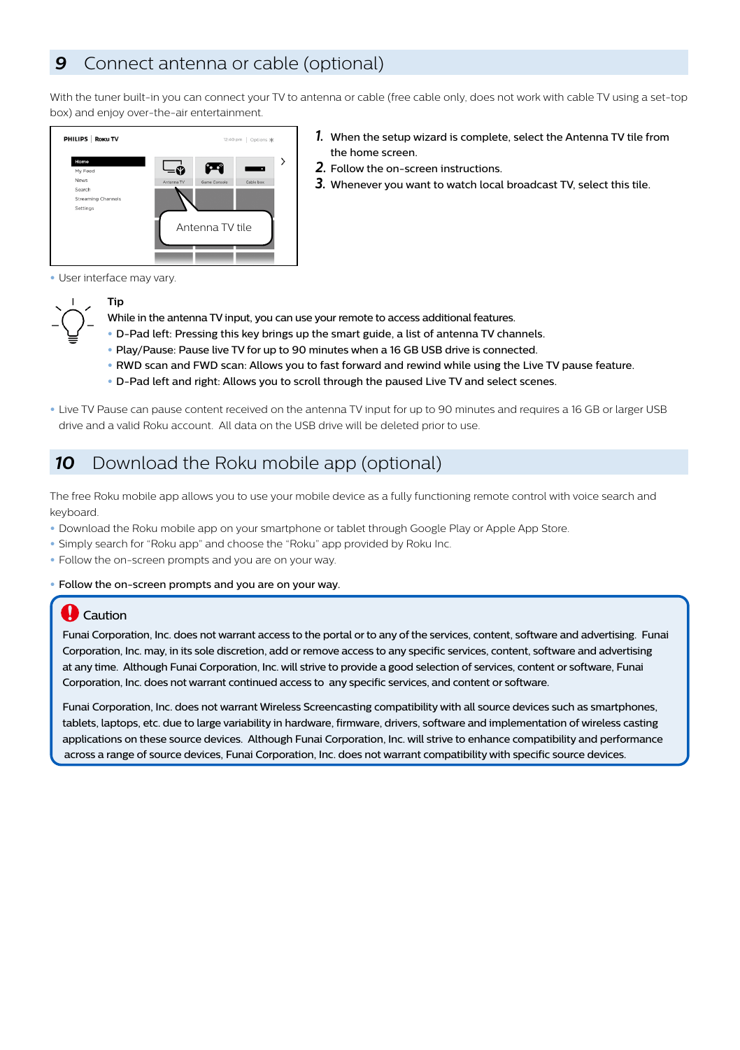## 9 Connect antenna or cable (optional)

With the tuner built-in you can connect your TV to antenna or cable (free cable only, does not work with cable TV using a set-top box) and enjoy over-the-air entertainment.

1. When the setup wizard is complete, select the Antenna TV tile from the home screen.
2. Follow the on-screen instructions.
3. Whenever you want to watch local broadcast TV, select this tile.

- User interface may vary.

**Tip**

While in the antenna TV input, you can use your remote to access additional features.

- D-Pad left: Pressing this key brings up the smart guide, a list of antenna TV channels.
- Play/Pause: Pause live TV for up to 90 minutes when a 16 GB USB drive is connected.
- RWD scan and FWD scan: Allows you to fast forward and rewind while using the Live TV pause feature.
- D-Pad left and right: Allows you to scroll through the paused Live TV and select scenes.

- Live TV Pause can pause content received on the antenna TV input for up to 90 minutes and requires a 16 GB or larger USB drive and a valid Roku account. All data on the USB drive will be deleted prior to use.

## 10 Download the Roku mobile app (optional)

The free Roku mobile app allows you to use your mobile device as a fully functioning remote control with voice search and keyboard.

- Download the Roku mobile app on your smartphone or tablet through Google Play or Apple App Store.
- Simply search for "Roku app" and choose the "Roku" app provided by Roku Inc.
- Follow the on-screen prompts and you are on your way.

- Follow the on-screen prompts and you are on your way.

**Caution**

Funai Corporation, Inc. does not warrant access to the portal or to any of the services, content, software and advertising. Funai Corporation, Inc. may, in its sole discretion, add or remove access to any specific services, content, software and advertising at any time. Although Funai Corporation, Inc. will strive to provide a good selection of services, content or software, Funai Corporation, Inc. does not warrant continued access to any specific services, and content or software.

Funai Corporation, Inc. does not warrant Wireless Screencasting compatibility with all source devices such as smartphones, tablets, laptops, etc. due to large variability in hardware, firmware, drivers, software and implementation of wireless casting applications on these source devices. Although Funai Corporation, Inc. will strive to enhance compatibility and performance across a range of source devices, Funai Corporation, Inc. does not warrant compatibility with specific source devices.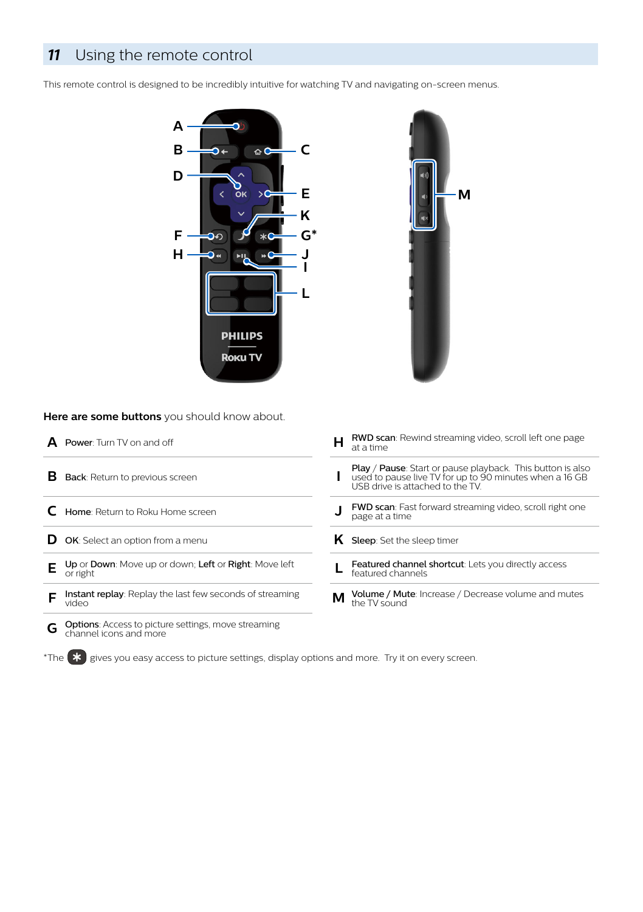## 11 Using the remote control

This remote control is designed to be incredibly intuitive for watching TV and navigating on-screen menus.

**Here are some buttons** you should know about.

| | |
|---|---|
| **A** | **Power**: Turn TV on and off |
| **B** | **Back**: Return to previous screen |
| **C** | **Home**: Return to Roku Home screen |
| **D** | **OK**: Select an option from a menu |
| **E** | **Up** or **Down**: Move up or down; **Left** or **Right**: Move left or right |
| **F** | **Instant replay**: Replay the last few seconds of streaming video |
| **G** | **Options**: Access to picture settings, move streaming channel icons and more |
| **H** | **RWD scan**: Rewind streaming video, scroll left one page at a time |
| **I** | **Play** / **Pause**: Start or pause playback. This button is also used to pause live TV for up to 90 minutes when a 16 GB USB drive is attached to the TV. |
| **J** | **FWD scan**: Fast forward streaming video, scroll right one page at a time |
| **K** | **Sleep**: Set the sleep timer |
| **L** | **Featured channel shortcut**: Lets you directly access featured channels |
| **M** | **Volume / Mute**: Increase / Decrease volume and mutes the TV sound |

*The ✱ gives you easy access to picture settings, display options and more. Try it on every screen.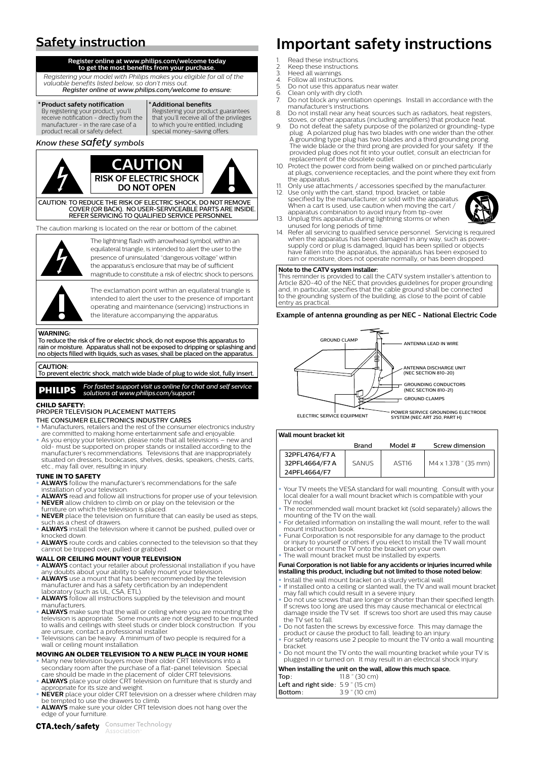## Safety instruction

**Register online at www.philips.com/welcome today to get the most benefits from your purchase.**

*Registering your model with Philips makes you eligible for all of the valuable benefits listed below, so don't miss out. Register online at www.philips.com/welcome to ensure:*

**\* Product safety notification**
By registering your product, you'll receive notification - directly from the manufacturer - in the rare case of a product recall or safety defect.

**\* Additional benefits**
Registering your product guarantees that you'll receive all of the privileges to which you're entitled, including special money-saving offers.

*Know these* ***safety*** *symbols*

**CAUTION**
**RISK OF ELECTRIC SHOCK DO NOT OPEN**

CAUTION: TO REDUCE THE RISK OF ELECTRIC SHOCK, DO NOT REMOVE COVER (OR BACK). NO USER-SERVICEABLE PARTS ARE INSIDE. REFER SERVICING TO QUALIFIED SERVICE PERSONNEL

The caution marking is located on the rear or bottom of the cabinet.

The lightning flash with arrowhead symbol, within an equilateral triangle, is intended to alert the user to the presence of uninsulated "dangerous voltage" within the apparatus's enclosure that may be of sufficient magnitude to constitute a risk of electric shock to persons.

The exclamation point within an equilateral triangle is intended to alert the user to the presence of important operating and maintenance (servicing) instructions in the literature accompanying the apparatus.

**WARNING:**
To reduce the risk of fire or electric shock, do not expose this apparatus to rain or moisture. Apparatus shall not be exposed to dripping or splashing and no objects filled with liquids, such as vases, shall be placed on the apparatus.

**CAUTION:**
To prevent electric shock, match wide blade of plug to wide slot, fully insert.

**PHILIPS** *For fastest support visit us online for chat and self service solutions at www.philips.com/support*

**CHILD SAFETY:**
PROPER TELEVISION PLACEMENT MATTERS
THE CONSUMER ELECTRONICS INDUSTRY CARES

- Manufacturers, retailers and the rest of the consumer electronics industry are committed to making home entertainment safe and enjoyable.
- As you enjoy your television, please note that all televisions – new and old- must be supported on proper stands or installed according to the manufacturer's recommendations. Televisions that are inappropriately situated on dressers, bookcases, shelves, desks, speakers, chests, carts, etc., may fall over, resulting in injury.

**TUNE IN TO SAFETY**

- **ALWAYS** follow the manufacturer's recommendations for the safe installation of your television.
- **ALWAYS** read and follow all instructions for proper use of your television.
- **NEVER** allow children to climb on or play on the television or the furniture on which the television is placed.
- **NEVER** place the television on furniture that can easily be used as steps, such as a chest of drawers.
- **ALWAYS** install the television where it cannot be pushed, pulled over or knocked down.
- **ALWAYS** route cords and cables connected to the television so that they cannot be tripped over, pulled or grabbed.

**WALL OR CEILING MOUNT YOUR TELEVISION**

- **ALWAYS** contact your retailer about professional installation if you have any doubts about your ability to safely mount your television.
- **ALWAYS** use a mount that has been recommended by the television manufacturer and has a safety certification by an independent laboratory (such as UL, CSA, ETL).
- **ALWAYS** follow all instructions supplied by the television and mount manufacturers.
- **ALWAYS** make sure that the wall or ceiling where you are mounting the television is appropriate. Some mounts are not designed to be mounted to walls and ceilings with steel studs or cinder block construction. If you are unsure, contact a professional installer.
- Televisions can be heavy. A minimum of two people is required for a wall or ceiling mount installation.

**MOVING AN OLDER TELEVISION TO A NEW PLACE IN YOUR HOME**

- Many new television buyers move their older CRT televisions into a secondary room after the purchase of a flat-panel television. Special care should be made in the placement of older CRT televisions.
- **ALWAYS** place your older CRT television on furniture that is sturdy and appropriate for its size and weight.
- **NEVER** place your older CRT television on a dresser where children may be tempted to use the drawers to climb.
- **ALWAYS** make sure your older CRT television does not hang over the edge of your furniture.

**CTA.tech/safety** Consumer Technology Association

# Important safety instructions

1. Read these instructions.
2. Keep these instructions.
3. Heed all warnings.
4. Follow all instructions.
5. Do not use this apparatus near water.
6. Clean only with dry cloth.
7. Do not block any ventilation openings. Install in accordance with the manufacturer's instructions.
8. Do not install near any heat sources such as radiators, heat registers, stoves, or other apparatus (including amplifiers) that produce heat.
9. Do not defeat the safety purpose of the polarized or grounding-type plug. A polarized plug has two blades with one wider than the other. A grounding type plug has two blades and a third grounding prong. The wide blade or the third prong are provided for your safety. If the provided plug does not fit into your outlet, consult an electrician for replacement of the obsolete outlet.
10. Protect the power cord from being walked on or pinched particularly at plugs, convenience receptacles, and the point where they exit from the apparatus.
11. Only use attachments / accessories specified by the manufacturer.
12. Use only with the cart, stand, tripod, bracket, or table specified by the manufacturer, or sold with the apparatus. When a cart is used, use caution when moving the cart / apparatus combination to avoid injury from tip-over.
13. Unplug this apparatus during lightning storms or when unused for long periods of time.
14. Refer all servicing to qualified service personnel. Servicing is required when the apparatus has been damaged in any way, such as power-supply cord or plug is damaged, liquid has been spilled or objects have fallen into the apparatus, the apparatus has been exposed to rain or moisture, does not operate normally, or has been dropped.

**Note to the CATV system installer:**
This reminder is provided to call the CATV system installer's attention to Article 820-40 of the NEC that provides guidelines for proper grounding and, in particular, specifies that the cable ground shall be connected to the grounding system of the building, as close to the point of cable entry as practical.

**Example of antenna grounding as per NEC - National Electric Code**

GROUND CLAMP
ANTENNA LEAD IN WIRE
ANTENNA DISCHARGE UNIT (NEC SECTION 810-20)
GROUNDING CONDUCTORS (NEC SECTION 810-21)
GROUND CLAMPS
ELECTRIC SERVICE EQUIPMENT
POWER SERVICE GROUNDING ELECTRODE SYSTEM (NEC ART 250, PART H)

**Wall mount bracket kit**

| | Brand | Model # | Screw dimension |
|---|---|---|---|
| 32PFL4764/F7 A<br>32PFL4664/F7 A<br>24PFL4664/F7 | SANUS | AST16 | M4 x 1.378 " (35 mm) |

- Your TV meets the VESA standard for wall mounting. Consult with your local dealer for a wall mount bracket which is compatible with your TV model.
- The recommended wall mount bracket kit (sold separately) allows the mounting of the TV on the wall.
- For detailed information on installing the wall mount, refer to the wall mount instruction book.
- Funai Corporation is not responsible for any damage to the product or injury to yourself or others if you elect to install the TV wall mount bracket or mount the TV onto the bracket on your own.
- The wall mount bracket must be installed by experts.

**Funai Corporation is not liable for any accidents or injuries incurred while installing this product, including but not limited to those noted below:**

- Install the wall mount bracket on a sturdy vertical wall.
- If installed onto a ceiling or slanted wall, the TV and wall mount bracket may fall which could result in a severe injury.
- Do not use screws that are longer or shorter than their specified length. If screws too long are used this may cause mechanical or electrical damage inside the TV set. If screws too short are used this may cause the TV set to fall.
- Do not fasten the screws by excessive force. This may damage the product or cause the product to fall, leading to an injury.
- For safety reasons use 2 people to mount the TV onto a wall mounting bracket.
- Do not mount the TV onto the wall mounting bracket while your TV is plugged in or turned on. It may result in an electrical shock injury.

**When installing the unit on the wall, allow this much space.**

| | |
|---|---|
| **Top:** | 11.8 " (30 cm) |
| **Left and right side:** | 5.9 " (15 cm) |
| **Bottom:** | 3.9 " (10 cm) |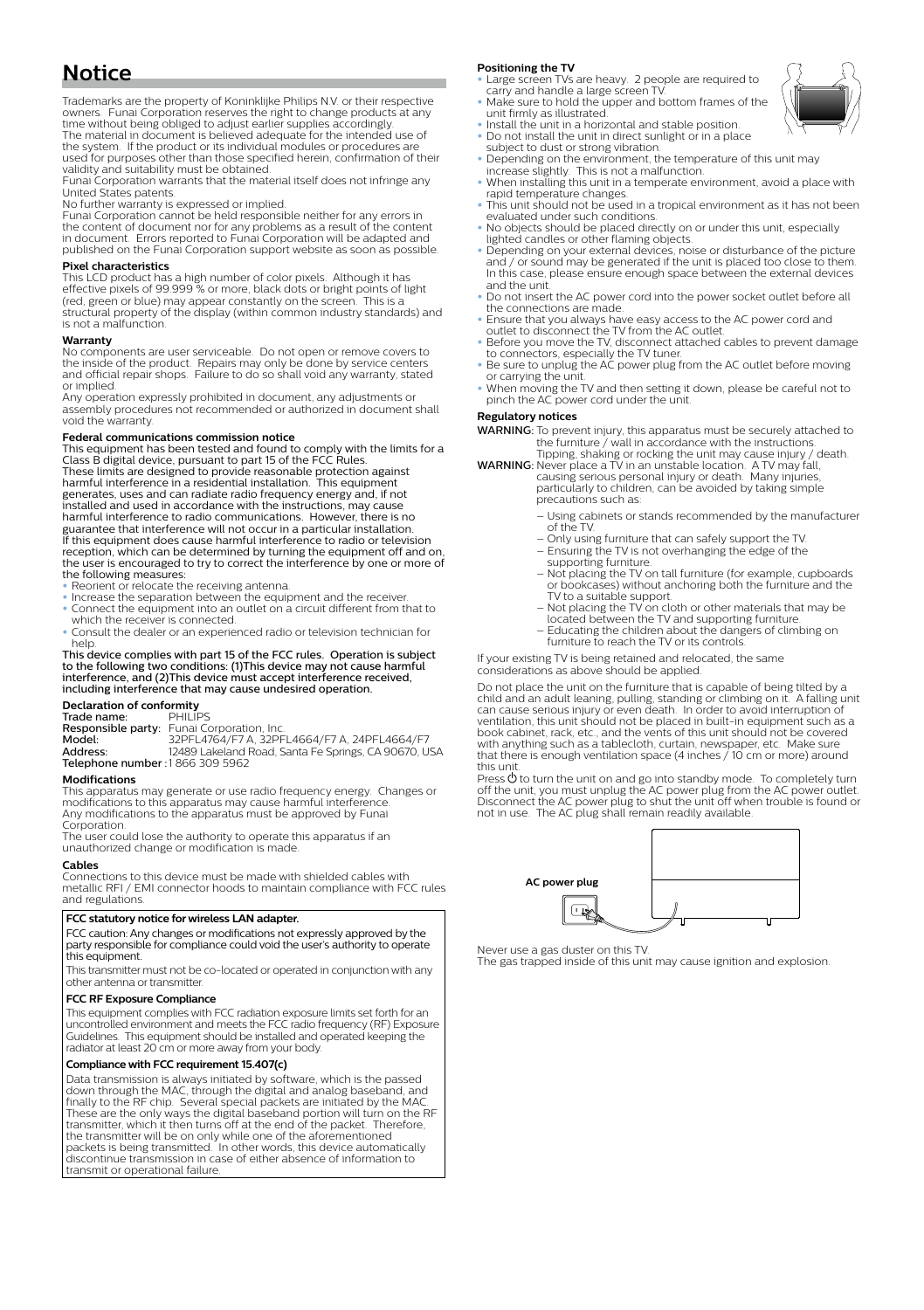# Notice

Trademarks are the property of Koninklijke Philips N.V. or their respective owners. Funai Corporation reserves the right to change products at any time without being obliged to adjust earlier supplies accordingly.
The material in document is believed adequate for the intended use of the system. If the product or its individual modules or procedures are used for purposes other than those specified herein, confirmation of their validity and suitability must be obtained.
Funai Corporation warrants that the material itself does not infringe any United States patents.
No further warranty is expressed or implied.
Funai Corporation cannot be held responsible neither for any errors in the content of document nor for any problems as a result of the content in document. Errors reported to Funai Corporation will be adapted and published on the Funai Corporation support website as soon as possible.

**Pixel characteristics**
This LCD product has a high number of color pixels. Although it has effective pixels of 99.999 % or more, black dots or bright points of light (red, green or blue) may appear constantly on the screen. This is a structural property of the display (within common industry standards) and is not a malfunction.

**Warranty**
No components are user serviceable. Do not open or remove covers to the inside of the product. Repairs may only be done by service centers and official repair shops. Failure to do so shall void any warranty, stated or implied.
Any operation expressly prohibited in document, any adjustments or assembly procedures not recommended or authorized in document shall void the warranty.

**Federal communications commission notice**
This equipment has been tested and found to comply with the limits for a Class B digital device, pursuant to part 15 of the FCC Rules.
These limits are designed to provide reasonable protection against harmful interference in a residential installation. This equipment generates, uses and can radiate radio frequency energy and, if not installed and used in accordance with the instructions, may cause harmful interference to radio communications. However, there is no guarantee that interference will not occur in a particular installation.
If this equipment does cause harmful interference to radio or television reception, which can be determined by turning the equipment off and on, the user is encouraged to try to correct the interference by one or more of the following measures:

- Reorient or relocate the receiving antenna.
- Increase the separation between the equipment and the receiver.
- Connect the equipment into an outlet on a circuit different from that to which the receiver is connected.
- Consult the dealer or an experienced radio or television technician for help.

**This device complies with part 15 of the FCC rules. Operation is subject to the following two conditions: (1)This device may not cause harmful interference, and (2)This device must accept interference received, including interference that may cause undesired operation.**

**Declaration of conformity**
**Trade name:** PHILIPS
**Responsible party:** Funai Corporation, Inc.
**Model:** 32PFL4764/F7 A, 32PFL4664/F7 A, 24PFL4664/F7
**Address:** 12489 Lakeland Road, Santa Fe Springs, CA 90670, USA
**Telephone number :** 1 866 309 5962

**Modifications**
This apparatus may generate or use radio frequency energy. Changes or modifications to this apparatus may cause harmful interference.
Any modifications to the apparatus must be approved by Funai Corporation.
The user could lose the authority to operate this apparatus if an unauthorized change or modification is made.

**Cables**
Connections to this device must be made with shielded cables with metallic RFI / EMI connector hoods to maintain compliance with FCC rules and regulations.

**FCC statutory notice for wireless LAN adapter.**

FCC caution: Any changes or modifications not expressly approved by the party responsible for compliance could void the user's authority to operate this equipment.

This transmitter must not be co-located or operated in conjunction with any other antenna or transmitter.

**FCC RF Exposure Compliance**

This equipment complies with FCC radiation exposure limits set forth for an uncontrolled environment and meets the FCC radio frequency (RF) Exposure Guidelines. This equipment should be installed and operated keeping the radiator at least 20 cm or more away from your body.

**Compliance with FCC requirement 15.407(c)**

Data transmission is always initiated by software, which is the passed down through the MAC, through the digital and analog baseband, and finally to the RF chip. Several special packets are initiated by the MAC. These are the only ways the digital baseband portion will turn on the RF transmitter, which it then turns off at the end of the packet. Therefore, the transmitter will be on only while one of the aforementioned packets is being transmitted. In other words, this device automatically discontinue transmission in case of either absence of information to transmit or operational failure.

**Positioning the TV**

- Large screen TVs are heavy. 2 people are required to carry and handle a large screen TV.
- Make sure to hold the upper and bottom frames of the unit firmly as illustrated.
- Install the unit in a horizontal and stable position.
- Do not install the unit in direct sunlight or in a place subject to dust or strong vibration.
- Depending on the environment, the temperature of this unit may increase slightly. This is not a malfunction.
- When installing this unit in a temperate environment, avoid a place with rapid temperature changes.
- This unit should not be used in a tropical environment as it has not been evaluated under such conditions.
- No objects should be placed directly on or under this unit, especially lighted candles or other flaming objects.
- Depending on your external devices, noise or disturbance of the picture and / or sound may be generated if the unit is placed too close to them. In this case, please ensure enough space between the external devices and the unit.
- Do not insert the AC power cord into the power socket outlet before all the connections are made.
- Ensure that you always have easy access to the AC power cord and outlet to disconnect the TV from the AC outlet.
- Before you move the TV, disconnect attached cables to prevent damage to connectors, especially the TV tuner.
- Be sure to unplug the AC power plug from the AC outlet before moving or carrying the unit.
- When moving the TV and then setting it down, please be careful not to pinch the AC power cord under the unit.

**Regulatory notices**

**WARNING:** To prevent injury, this apparatus must be securely attached to the furniture / wall in accordance with the instructions. Tipping, shaking or rocking the unit may cause injury / death.

**WARNING:** Never place a TV in an unstable location. A TV may fall, causing serious personal injury or death. Many injuries, particularly to children, can be avoided by taking simple precautions such as:

- Using cabinets or stands recommended by the manufacturer of the TV.
- Only using furniture that can safely support the TV.
- Ensuring the TV is not overhanging the edge of the supporting furniture.
- Not placing the TV on tall furniture (for example, cupboards or bookcases) without anchoring both the furniture and the TV to a suitable support.
- Not placing the TV on cloth or other materials that may be located between the TV and supporting furniture.
- Educating the children about the dangers of climbing on furniture to reach the TV or its controls.

If your existing TV is being retained and relocated, the same considerations as above should be applied.

Do not place the unit on the furniture that is capable of being tilted by a child and an adult leaning, pulling, standing or climbing on it. A falling unit can cause serious injury or even death. In order to avoid interruption of ventilation, this unit should not be placed in built-in equipment such as a book cabinet, rack, etc., and the vents of this unit should not be covered with anything such as a tablecloth, curtain, newspaper, etc. Make sure that there is enough ventilation space (4 inches / 10 cm or more) around this unit.
Press ⏻ to turn the unit on and go into standby mode. To completely turn off the unit, you must unplug the AC power plug from the AC power outlet. Disconnect the AC power plug to shut the unit off when trouble is found or not in use. The AC plug shall remain readily available.

AC power plug

Never use a gas duster on this TV.
The gas trapped inside of this unit may cause ignition and explosion.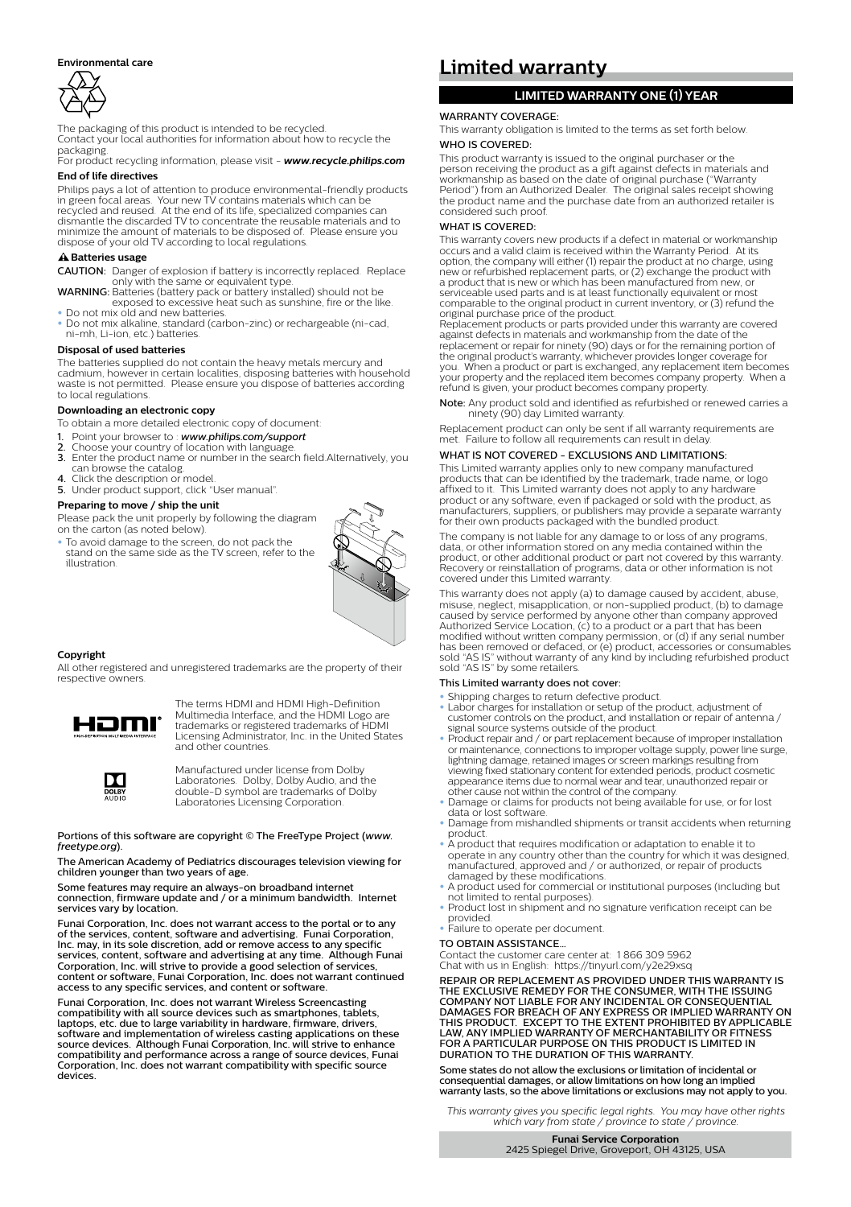**Environmental care**

The packaging of this product is intended to be recycled. Contact your local authorities for information about how to recycle the packaging.
For product recycling information, please visit - ***www.recycle.philips.com***

**End of life directives**

Philips pays a lot of attention to produce environmental-friendly products in green focal areas. Your new TV contains materials which can be recycled and reused. At the end of its life, specialized companies can dismantle the discarded TV to concentrate the reusable materials and to minimize the amount of materials to be disposed of. Please ensure you dispose of your old TV according to local regulations.

**Batteries usage**

**CAUTION:** Danger of explosion if battery is incorrectly replaced. Replace only with the same or equivalent type.
**WARNING:** Batteries (battery pack or battery installed) should not be exposed to excessive heat such as sunshine, fire or the like.

- Do not mix old and new batteries.
- Do not mix alkaline, standard (carbon-zinc) or rechargeable (ni-cad, ni-mh, Li-ion, etc.) batteries.

**Disposal of used batteries**

The batteries supplied do not contain the heavy metals mercury and cadmium, however in certain localities, disposing batteries with household waste is not permitted. Please ensure you dispose of batteries according to local regulations.

**Downloading an electronic copy**

To obtain a more detailed electronic copy of document:

1. Point your browser to : ***www.philips.com/support***
2. Choose your country of location with language.
3. Enter the product name or number in the search field.Alternatively, you can browse the catalog.
4. Click the description or model.
5. Under product support, click "User manual".

**Preparing to move / ship the unit**

Please pack the unit properly by following the diagram on the carton (as noted below).

- To avoid damage to the screen, do not pack the stand on the same side as the TV screen, refer to the illustration.

**Copyright**

All other registered and unregistered trademarks are the property of their respective owners.

The terms HDMI and HDMI High-Definition Multimedia Interface, and the HDMI Logo are trademarks or registered trademarks of HDMI Licensing Administrator, Inc. in the United States and other countries.

Manufactured under license from Dolby Laboratories. Dolby, Dolby Audio, and the double-D symbol are trademarks of Dolby Laboratories Licensing Corporation.

Portions of this software are copyright © The FreeType Project (*www.freetype.org*).

The American Academy of Pediatrics discourages television viewing for children younger than two years of age.

Some features may require an always-on broadband internet connection, firmware update and / or a minimum bandwidth. Internet services vary by location.

Funai Corporation, Inc. does not warrant access to the portal or to any of the services, content, software and advertising. Funai Corporation, Inc. may, in its sole discretion, add or remove access to any specific services, content, software and advertising at any time. Although Funai Corporation, Inc. will strive to provide a good selection of services, content or software, Funai Corporation, Inc. does not warrant continued access to any specific services, and content or software.

Funai Corporation, Inc. does not warrant Wireless Screencasting compatibility with all source devices such as smartphones, tablets, laptops, etc. due to large variability in hardware, firmware, drivers, software and implementation of wireless casting applications on these source devices. Although Funai Corporation, Inc. will strive to enhance compatibility and performance across a range of source devices, Funai Corporation, Inc. does not warrant compatibility with specific source devices.

# Limited warranty

## LIMITED WARRANTY ONE (1) YEAR

WARRANTY COVERAGE:

This warranty obligation is limited to the terms as set forth below.

WHO IS COVERED:

This product warranty is issued to the original purchaser or the person receiving the product as a gift against defects in materials and workmanship as based on the date of original purchase ("Warranty Period") from an Authorized Dealer. The original sales receipt showing the product name and the purchase date from an authorized retailer is considered such proof.

WHAT IS COVERED:

This warranty covers new products if a defect in material or workmanship occurs and a valid claim is received within the Warranty Period. At its option, the company will either (1) repair the product at no charge, using new or refurbished replacement parts, or (2) exchange the product with a product that is new or which has been manufactured from new, or serviceable used parts and is at least functionally equivalent or most comparable to the original product in current inventory, or (3) refund the original purchase price of the product.
Replacement products or parts provided under this warranty are covered against defects in materials and workmanship from the date of the replacement or repair for ninety (90) days or for the remaining portion of the original product's warranty, whichever provides longer coverage for you. When a product or part is exchanged, any replacement item becomes your property and the replaced item becomes company property. When a refund is given, your product becomes company property.

**Note:** Any product sold and identified as refurbished or renewed carries a ninety (90) day Limited warranty.

Replacement product can only be sent if all warranty requirements are met. Failure to follow all requirements can result in delay.

WHAT IS NOT COVERED - EXCLUSIONS AND LIMITATIONS:

This Limited warranty applies only to new company manufactured products that can be identified by the trademark, trade name, or logo affixed to it. This Limited warranty does not apply to any hardware product or any software, even if packaged or sold with the product, as manufacturers, suppliers, or publishers may provide a separate warranty for their own products packaged with the bundled product.

The company is not liable for any damage to or loss of any programs, data, or other information stored on any media contained within the product, or other additional product or part not covered by this warranty. Recovery or reinstallation of programs, data or other information is not covered under this Limited warranty.

This warranty does not apply (a) to damage caused by accident, abuse, misuse, neglect, misapplication, or non-supplied product, (b) to damage caused by service performed by anyone other than company approved Authorized Service Location, (c) to a product or a part that has been modified without written company permission, or (d) if any serial number has been removed or defaced, or (e) product, accessories or consumables sold "AS IS" without warranty of any kind by including refurbished product sold "AS IS" by some retailers.

This Limited warranty does not cover:

- Shipping charges to return defective product.
- Labor charges for installation or setup of the product, adjustment of customer controls on the product, and installation or repair of antenna / signal source systems outside of the product.
- Product repair and / or part replacement because of improper installation or maintenance, connections to improper voltage supply, power line surge, lightning damage, retained images or screen markings resulting from viewing fixed stationary content for extended periods, product cosmetic appearance items due to normal wear and tear, unauthorized repair or other cause not within the control of the company.
- Damage or claims for products not being available for use, or for lost data or lost software.
- Damage from mishandled shipments or transit accidents when returning product.
- A product that requires modification or adaptation to enable it to operate in any country other than the country for which it was designed, manufactured, approved and / or authorized, or repair of products damaged by these modifications.
- A product used for commercial or institutional purposes (including but not limited to rental purposes).
- Product lost in shipment and no signature verification receipt can be provided.
- Failure to operate per document.

TO OBTAIN ASSISTANCE…

Contact the customer care center at: 1 866 309 5962
Chat with us in English: https://tinyurl.com/y2e29xsq

REPAIR OR REPLACEMENT AS PROVIDED UNDER THIS WARRANTY IS THE EXCLUSIVE REMEDY FOR THE CONSUMER, WITH THE ISSUING COMPANY NOT LIABLE FOR ANY INCIDENTAL OR CONSEQUENTIAL DAMAGES FOR BREACH OF ANY EXPRESS OR IMPLIED WARRANTY ON THIS PRODUCT. EXCEPT TO THE EXTENT PROHIBITED BY APPLICABLE LAW, ANY IMPLIED WARRANTY OF MERCHANTABILITY OR FITNESS FOR A PARTICULAR PURPOSE ON THIS PRODUCT IS LIMITED IN DURATION TO THE DURATION OF THIS WARRANTY.

Some states do not allow the exclusions or limitation of incidental or consequential damages, or allow limitations on how long an implied warranty lasts, so the above limitations or exclusions may not apply to you.

*This warranty gives you specific legal rights. You may have other rights which vary from state / province to state / province.*

**Funai Service Corporation**
2425 Spiegel Drive, Groveport, OH 43125, USA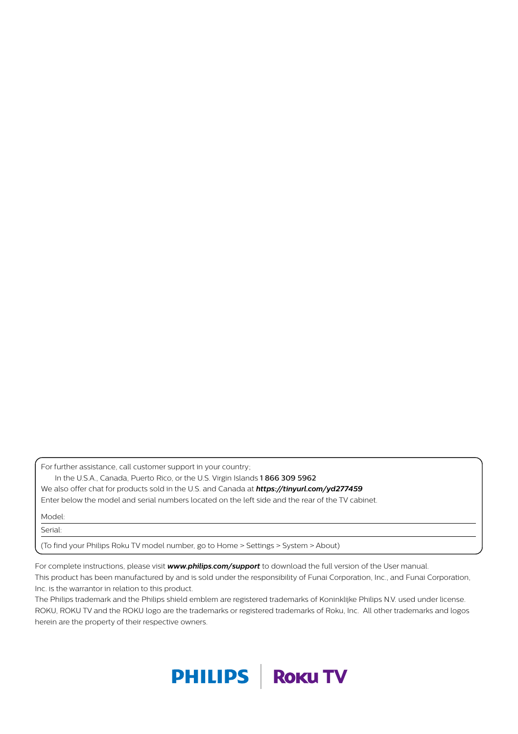For further assistance, call customer support in your country;

In the U.S.A., Canada, Puerto Rico, or the U.S. Virgin Islands **1 866 309 5962**

We also offer chat for products sold in the U.S. and Canada at ***https://tinyurl.com/yd277459***

Enter below the model and serial numbers located on the left side and the rear of the TV cabinet.

Model:

Serial:

(To find your Philips Roku TV model number, go to Home > Settings > System > About)

For complete instructions, please visit ***www.philips.com/support*** to download the full version of the User manual.

This product has been manufactured by and is sold under the responsibility of Funai Corporation, Inc., and Funai Corporation, Inc. is the warrantor in relation to this product.

The Philips trademark and the Philips shield emblem are registered trademarks of Koninklijke Philips N.V. used under license. ROKU, ROKU TV and the ROKU logo are the trademarks or registered trademarks of Roku, Inc. All other trademarks and logos herein are the property of their respective owners.

PHILIPS | Roku TV